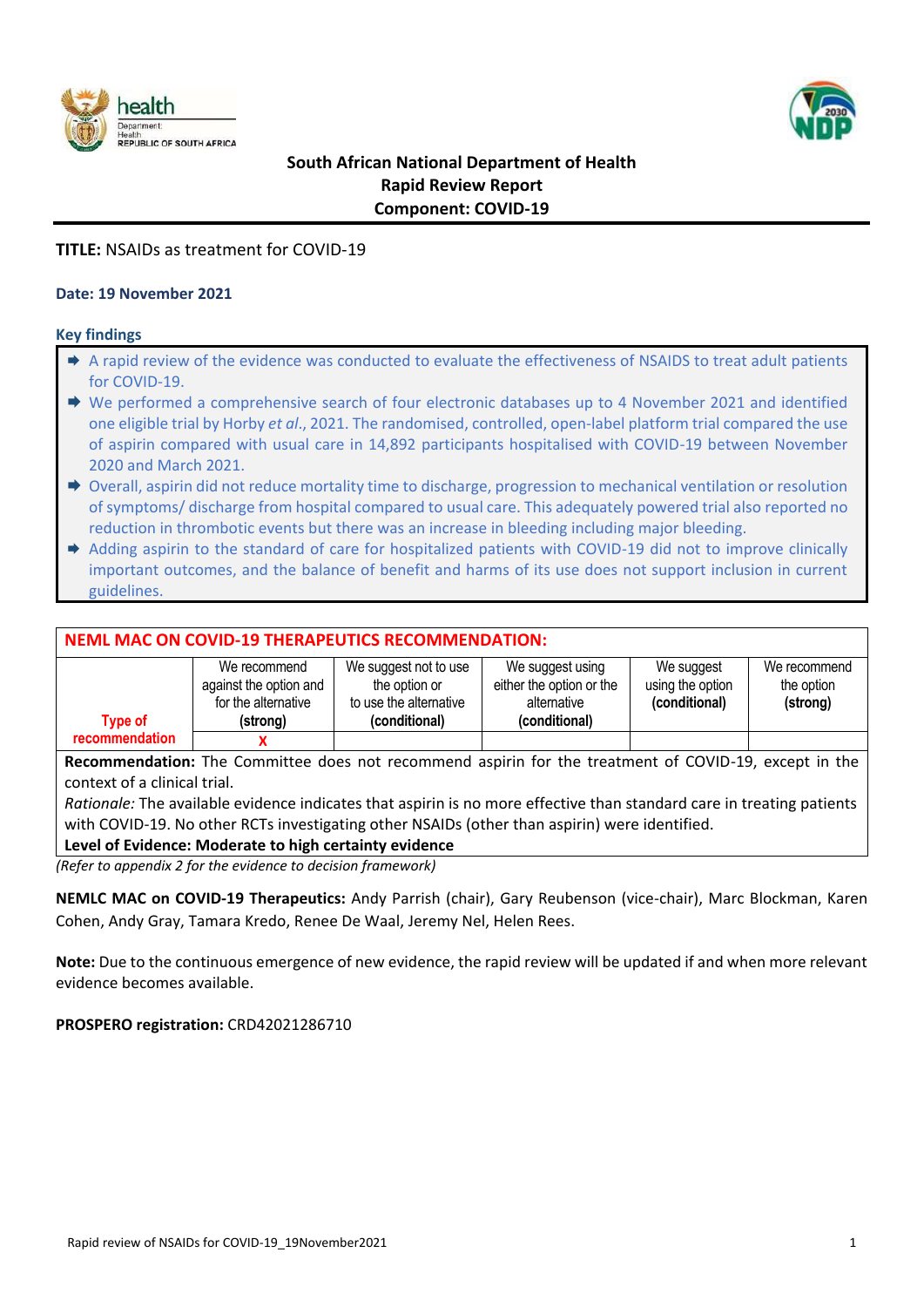**South African National Department of Health**
**Rapid Review Report**
**Component: COVID-19**

**TITLE:** NSAIDs as treatment for COVID-19

**Date: 19 November 2021**

### Key findings

- A rapid review of the evidence was conducted to evaluate the effectiveness of NSAIDS to treat adult patients for COVID-19.
- We performed a comprehensive search of four electronic databases up to 4 November 2021 and identified one eligible trial by Horby *et al*., 2021. The randomised, controlled, open-label platform trial compared the use of aspirin compared with usual care in 14,892 participants hospitalised with COVID-19 between November 2020 and March 2021.
- Overall, aspirin did not reduce mortality time to discharge, progression to mechanical ventilation or resolution of symptoms/ discharge from hospital compared to usual care. This adequately powered trial also reported no reduction in thrombotic events but there was an increase in bleeding including major bleeding.
- Adding aspirin to the standard of care for hospitalized patients with COVID-19 did not to improve clinically important outcomes, and the balance of benefit and harms of its use does not support inclusion in current guidelines.

| NEML MAC ON COVID-19 THERAPEUTICS RECOMMENDATION: | | | | | |
|---|---|---|---|---|---|
| Type of recommendation | We recommend against the option and for the alternative **(strong)** | We suggest not to use the option or to use the alternative **(conditional)** | We suggest using either the option or the alternative **(conditional)** | We suggest using the option **(conditional)** | We recommend the option **(strong)** |
| | X | | | | |

**Recommendation:** The Committee does not recommend aspirin for the treatment of COVID-19, except in the context of a clinical trial.

*Rationale:* The available evidence indicates that aspirin is no more effective than standard care in treating patients with COVID-19. No other RCTs investigating other NSAIDs (other than aspirin) were identified.

**Level of Evidence: Moderate to high certainty evidence**

*(Refer to appendix 2 for the evidence to decision framework)*

**NEMLC MAC on COVID-19 Therapeutics:** Andy Parrish (chair), Gary Reubenson (vice-chair), Marc Blockman, Karen Cohen, Andy Gray, Tamara Kredo, Renee De Waal, Jeremy Nel, Helen Rees.

**Note:** Due to the continuous emergence of new evidence, the rapid review will be updated if and when more relevant evidence becomes available.

**PROSPERO registration:** CRD42021286710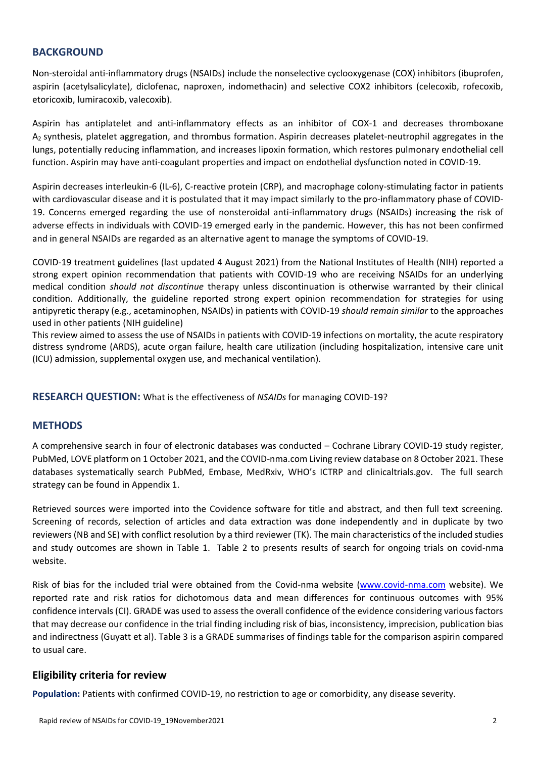## BACKGROUND

Non-steroidal anti-inflammatory drugs (NSAIDs) include the nonselective cyclooxygenase (COX) inhibitors (ibuprofen, aspirin (acetylsalicylate), diclofenac, naproxen, indomethacin) and selective COX2 inhibitors (celecoxib, rofecoxib, etoricoxib, lumiracoxib, valecoxib).

Aspirin has antiplatelet and anti-inflammatory effects as an inhibitor of COX-1 and decreases thromboxane $A_2$ synthesis, platelet aggregation, and thrombus formation. Aspirin decreases platelet-neutrophil aggregates in the lungs, potentially reducing inflammation, and increases lipoxin formation, which restores pulmonary endothelial cell function. Aspirin may have anti-coagulant properties and impact on endothelial dysfunction noted in COVID-19.

Aspirin decreases interleukin-6 (IL-6), C-reactive protein (CRP), and macrophage colony-stimulating factor in patients with cardiovascular disease and it is postulated that it may impact similarly to the pro-inflammatory phase of COVID-19. Concerns emerged regarding the use of nonsteroidal anti-inflammatory drugs (NSAIDs) increasing the risk of adverse effects in individuals with COVID-19 emerged early in the pandemic. However, this has not been confirmed and in general NSAIDs are regarded as an alternative agent to manage the symptoms of COVID-19.

COVID-19 treatment guidelines (last updated 4 August 2021) from the National Institutes of Health (NIH) reported a strong expert opinion recommendation that patients with COVID-19 who are receiving NSAIDs for an underlying medical condition *should not discontinue* therapy unless discontinuation is otherwise warranted by their clinical condition. Additionally, the guideline reported strong expert opinion recommendation for strategies for using antipyretic therapy (e.g., acetaminophen, NSAIDs) in patients with COVID-19 *should remain similar* to the approaches used in other patients (NIH guideline)

This review aimed to assess the use of NSAIDs in patients with COVID-19 infections on mortality, the acute respiratory distress syndrome (ARDS), acute organ failure, health care utilization (including hospitalization, intensive care unit (ICU) admission, supplemental oxygen use, and mechanical ventilation).

## RESEARCH QUESTION: What is the effectiveness of *NSAIDs* for managing COVID-19?

## METHODS

A comprehensive search in four of electronic databases was conducted – Cochrane Library COVID-19 study register, PubMed, LOVE platform on 1 October 2021, and the COVID-nma.com Living review database on 8 October 2021. These databases systematically search PubMed, Embase, MedRxiv, WHO's ICTRP and clinicaltrials.gov. The full search strategy can be found in Appendix 1.

Retrieved sources were imported into the Covidence software for title and abstract, and then full text screening. Screening of records, selection of articles and data extraction was done independently and in duplicate by two reviewers (NB and SE) with conflict resolution by a third reviewer (TK). The main characteristics of the included studies and study outcomes are shown in Table 1. Table 2 to presents results of search for ongoing trials on covid-nma website.

Risk of bias for the included trial were obtained from the Covid-nma website (www.covid-nma.com website). We reported rate and risk ratios for dichotomous data and mean differences for continuous outcomes with 95% confidence intervals (CI). GRADE was used to assess the overall confidence of the evidence considering various factors that may decrease our confidence in the trial finding including risk of bias, inconsistency, imprecision, publication bias and indirectness (Guyatt et al). Table 3 is a GRADE summarises of findings table for the comparison aspirin compared to usual care.

### Eligibility criteria for review

**Population:** Patients with confirmed COVID-19, no restriction to age or comorbidity, any disease severity.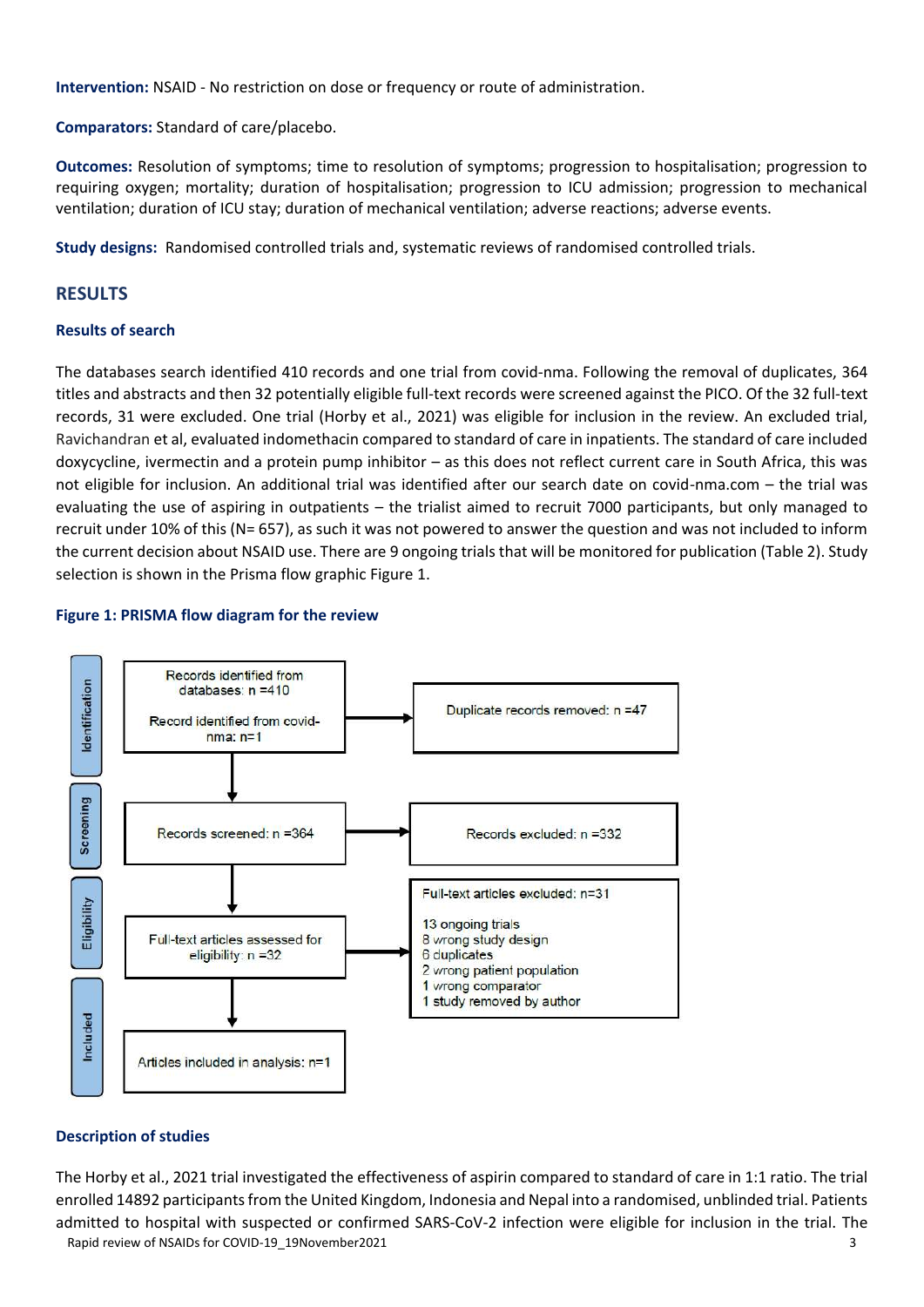**Intervention:** NSAID - No restriction on dose or frequency or route of administration.

**Comparators:** Standard of care/placebo.

**Outcomes:** Resolution of symptoms; time to resolution of symptoms; progression to hospitalisation; progression to requiring oxygen; mortality; duration of hospitalisation; progression to ICU admission; progression to mechanical ventilation; duration of ICU stay; duration of mechanical ventilation; adverse reactions; adverse events.

**Study designs:** Randomised controlled trials and, systematic reviews of randomised controlled trials.

## RESULTS

### Results of search

The databases search identified 410 records and one trial from covid-nma. Following the removal of duplicates, 364 titles and abstracts and then 32 potentially eligible full-text records were screened against the PICO. Of the 32 full-text records, 31 were excluded. One trial (Horby et al., 2021) was eligible for inclusion in the review. An excluded trial, Ravichandran et al, evaluated indomethacin compared to standard of care in inpatients. The standard of care included doxycycline, ivermectin and a protein pump inhibitor – as this does not reflect current care in South Africa, this was not eligible for inclusion. An additional trial was identified after our search date on covid-nma.com – the trial was evaluating the use of aspiring in outpatients – the trialist aimed to recruit 7000 participants, but only managed to recruit under 10% of this (N= 657), as such it was not powered to answer the question and was not included to inform the current decision about NSAID use. There are 9 ongoing trials that will be monitored for publication (Table 2). Study selection is shown in the Prisma flow graphic Figure 1.

**Figure 1: PRISMA flow diagram for the review**

**Identification**
- Records identified from databases: n =410
- Record identified from covid-nma: n=1
- Duplicate records removed: n =47

**Screening**
- Records screened: n =364
- Records excluded: n =332

**Eligibility**
- Full-text articles assessed for eligibility: n =32
- Full-text articles excluded: n=31
  - 13 ongoing trials
  - 8 wrong study design
  - 6 duplicates
  - 2 wrong patient population
  - 1 wrong comparator
  - 1 study removed by author

**Included**
- Articles included in analysis: n=1

### Description of studies

The Horby et al., 2021 trial investigated the effectiveness of aspirin compared to standard of care in 1:1 ratio. The trial enrolled 14892 participants from the United Kingdom, Indonesia and Nepal into a randomised, unblinded trial. Patients admitted to hospital with suspected or confirmed SARS-CoV-2 infection were eligible for inclusion in the trial. The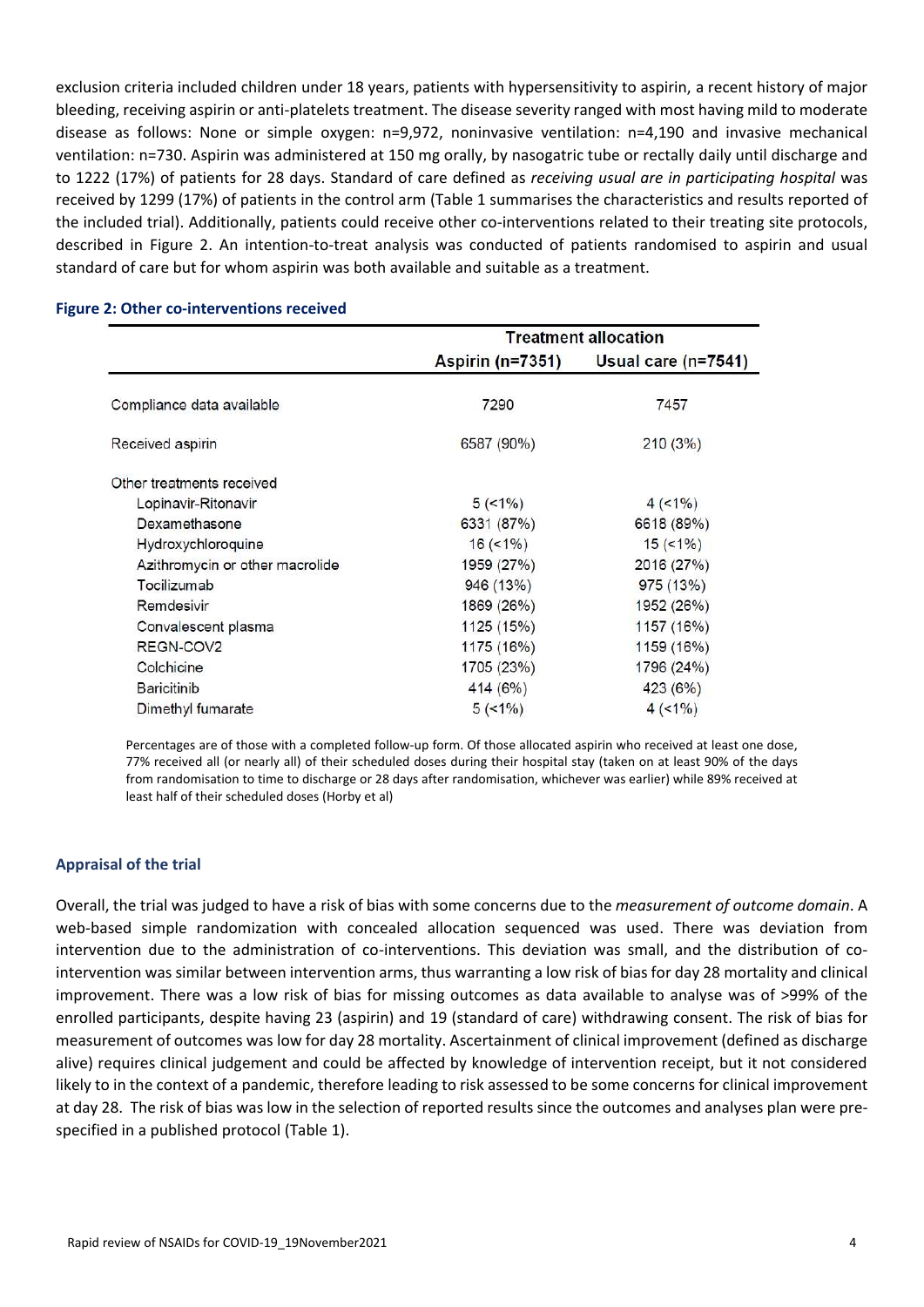exclusion criteria included children under 18 years, patients with hypersensitivity to aspirin, a recent history of major bleeding, receiving aspirin or anti-platelets treatment. The disease severity ranged with most having mild to moderate disease as follows: None or simple oxygen: n=9,972, noninvasive ventilation: n=4,190 and invasive mechanical ventilation: n=730. Aspirin was administered at 150 mg orally, by nasogatric tube or rectally daily until discharge and to 1222 (17%) of patients for 28 days. Standard of care defined as *receiving usual are in participating hospital* was received by 1299 (17%) of patients in the control arm (Table 1 summarises the characteristics and results reported of the included trial). Additionally, patients could receive other co-interventions related to their treating site protocols, described in Figure 2. An intention-to-treat analysis was conducted of patients randomised to aspirin and usual standard of care but for whom aspirin was both available and suitable as a treatment.

**Figure 2: Other co-interventions received**

| | Treatment allocation | |
|---|---|---|
| | **Aspirin (n=7351)** | **Usual care (n=7541)** |
| Compliance data available | 7290 | 7457 |
| Received aspirin | 6587 (90%) | 210 (3%) |
| Other treatments received | | |
| Lopinavir-Ritonavir | 5 (<1%) | 4 (<1%) |
| Dexamethasone | 6331 (87%) | 6618 (89%) |
| Hydroxychloroquine | 16 (<1%) | 15 (<1%) |
| Azithromycin or other macrolide | 1959 (27%) | 2016 (27%) |
| Tocilizumab | 946 (13%) | 975 (13%) |
| Remdesivir | 1869 (26%) | 1952 (26%) |
| Convalescent plasma | 1125 (15%) | 1157 (16%) |
| REGN-COV2 | 1175 (16%) | 1159 (16%) |
| Colchicine | 1705 (23%) | 1796 (24%) |
| Baricitinib | 414 (6%) | 423 (6%) |
| Dimethyl fumarate | 5 (<1%) | 4 (<1%) |

Percentages are of those with a completed follow-up form. Of those allocated aspirin who received at least one dose, 77% received all (or nearly all) of their scheduled doses during their hospital stay (taken on at least 90% of the days from randomisation to time to discharge or 28 days after randomisation, whichever was earlier) while 89% received at least half of their scheduled doses (Horby et al)

### Appraisal of the trial

Overall, the trial was judged to have a risk of bias with some concerns due to the *measurement of outcome domain*. A web-based simple randomization with concealed allocation sequenced was used. There was deviation from intervention due to the administration of co-interventions. This deviation was small, and the distribution of co-intervention was similar between intervention arms, thus warranting a low risk of bias for day 28 mortality and clinical improvement. There was a low risk of bias for missing outcomes as data available to analyse was of >99% of the enrolled participants, despite having 23 (aspirin) and 19 (standard of care) withdrawing consent. The risk of bias for measurement of outcomes was low for day 28 mortality. Ascertainment of clinical improvement (defined as discharge alive) requires clinical judgement and could be affected by knowledge of intervention receipt, but it not considered likely to in the context of a pandemic, therefore leading to risk assessed to be some concerns for clinical improvement at day 28. The risk of bias was low in the selection of reported results since the outcomes and analyses plan were pre-specified in a published protocol (Table 1).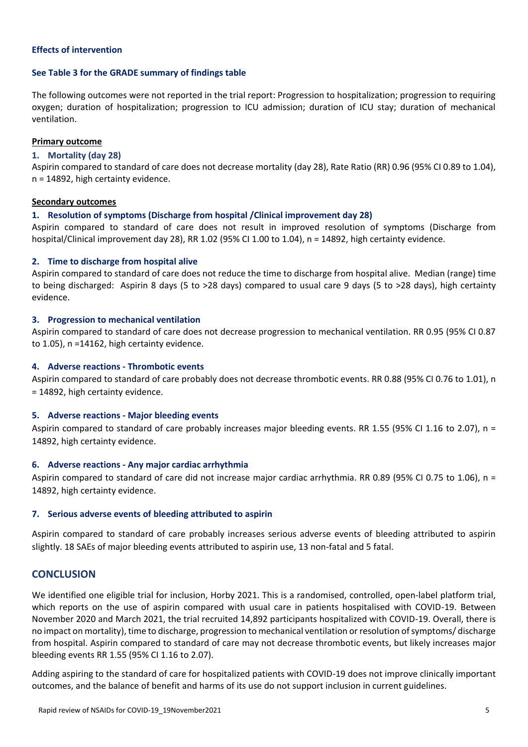#### Effects of intervention

#### See Table 3 for the GRADE summary of findings table

The following outcomes were not reported in the trial report: Progression to hospitalization; progression to requiring oxygen; duration of hospitalization; progression to ICU admission; duration of ICU stay; duration of mechanical ventilation.

**Primary outcome**

#### 1. Mortality (day 28)

Aspirin compared to standard of care does not decrease mortality (day 28), Rate Ratio (RR) 0.96 (95% CI 0.89 to 1.04), n = 14892, high certainty evidence.

**Secondary outcomes**

#### 1. Resolution of symptoms (Discharge from hospital /Clinical improvement day 28)

Aspirin compared to standard of care does not result in improved resolution of symptoms (Discharge from hospital/Clinical improvement day 28), RR 1.02 (95% CI 1.00 to 1.04), n = 14892, high certainty evidence.

#### 2. Time to discharge from hospital alive

Aspirin compared to standard of care does not reduce the time to discharge from hospital alive. Median (range) time to being discharged: Aspirin 8 days (5 to >28 days) compared to usual care 9 days (5 to >28 days), high certainty evidence.

#### 3. Progression to mechanical ventilation

Aspirin compared to standard of care does not decrease progression to mechanical ventilation. RR 0.95 (95% CI 0.87 to 1.05), n =14162, high certainty evidence.

#### 4. Adverse reactions - Thrombotic events

Aspirin compared to standard of care probably does not decrease thrombotic events. RR 0.88 (95% CI 0.76 to 1.01), n = 14892, high certainty evidence.

#### 5. Adverse reactions - Major bleeding events

Aspirin compared to standard of care probably increases major bleeding events. RR 1.55 (95% CI 1.16 to 2.07), n = 14892, high certainty evidence.

#### 6. Adverse reactions - Any major cardiac arrhythmia

Aspirin compared to standard of care did not increase major cardiac arrhythmia. RR 0.89 (95% CI 0.75 to 1.06), n = 14892, high certainty evidence.

#### 7. Serious adverse events of bleeding attributed to aspirin

Aspirin compared to standard of care probably increases serious adverse events of bleeding attributed to aspirin slightly. 18 SAEs of major bleeding events attributed to aspirin use, 13 non-fatal and 5 fatal.

## CONCLUSION

We identified one eligible trial for inclusion, Horby 2021. This is a randomised, controlled, open-label platform trial, which reports on the use of aspirin compared with usual care in patients hospitalised with COVID-19. Between November 2020 and March 2021, the trial recruited 14,892 participants hospitalized with COVID-19. Overall, there is no impact on mortality), time to discharge, progression to mechanical ventilation or resolution of symptoms/ discharge from hospital. Aspirin compared to standard of care may not decrease thrombotic events, but likely increases major bleeding events RR 1.55 (95% CI 1.16 to 2.07).

Adding aspiring to the standard of care for hospitalized patients with COVID-19 does not improve clinically important outcomes, and the balance of benefit and harms of its use do not support inclusion in current guidelines.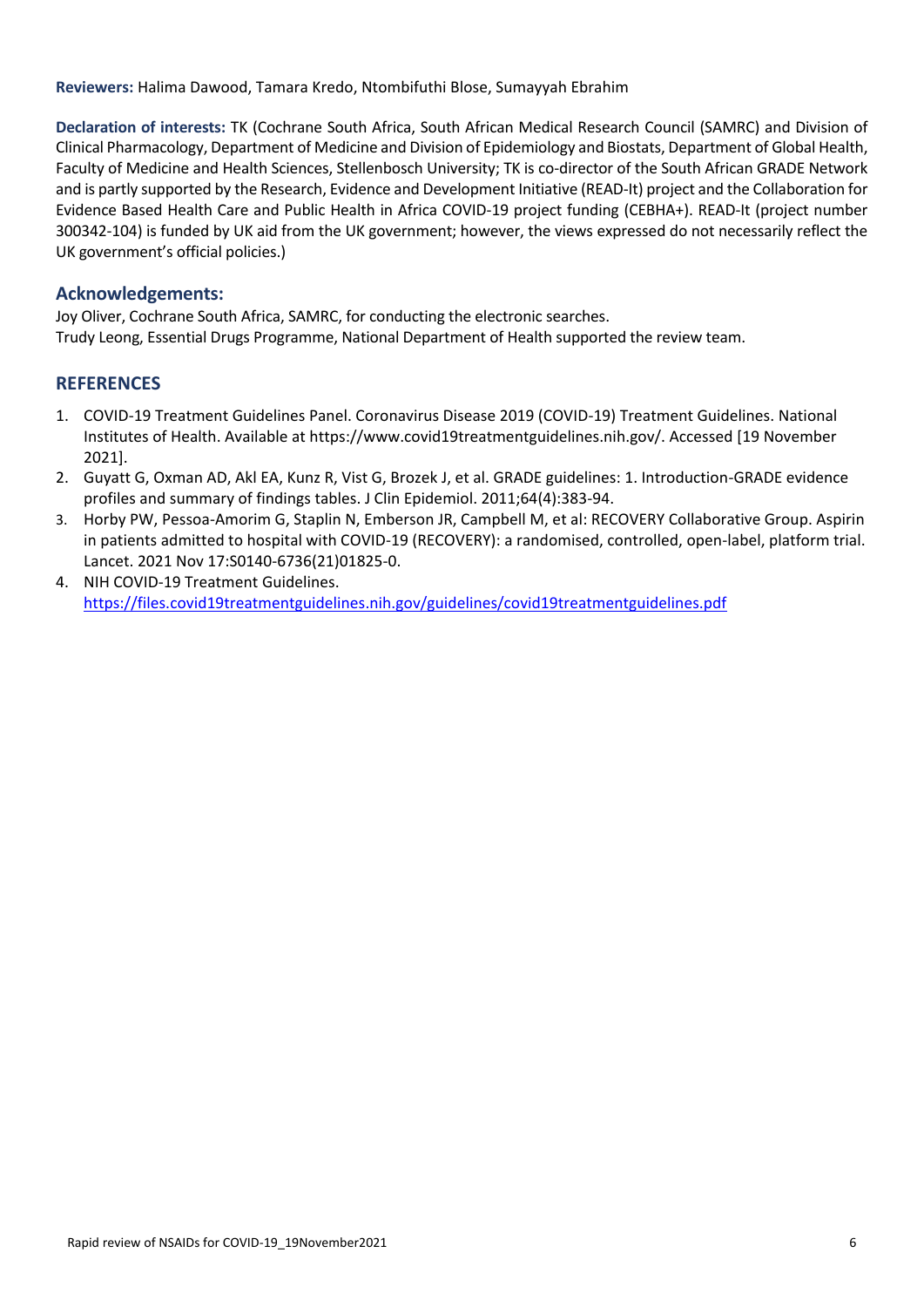**Reviewers:** Halima Dawood, Tamara Kredo, Ntombifuthi Blose, Sumayyah Ebrahim

**Declaration of interests:** TK (Cochrane South Africa, South African Medical Research Council (SAMRC) and Division of Clinical Pharmacology, Department of Medicine and Division of Epidemiology and Biostats, Department of Global Health, Faculty of Medicine and Health Sciences, Stellenbosch University; TK is co-director of the South African GRADE Network and is partly supported by the Research, Evidence and Development Initiative (READ-It) project and the Collaboration for Evidence Based Health Care and Public Health in Africa COVID-19 project funding (CEBHA+). READ-It (project number 300342-104) is funded by UK aid from the UK government; however, the views expressed do not necessarily reflect the UK government's official policies.)

## Acknowledgements:

Joy Oliver, Cochrane South Africa, SAMRC, for conducting the electronic searches.
Trudy Leong, Essential Drugs Programme, National Department of Health supported the review team.

## REFERENCES

1. COVID-19 Treatment Guidelines Panel. Coronavirus Disease 2019 (COVID-19) Treatment Guidelines. National Institutes of Health. Available at https://www.covid19treatmentguidelines.nih.gov/. Accessed [19 November 2021].
2. Guyatt G, Oxman AD, Akl EA, Kunz R, Vist G, Brozek J, et al. GRADE guidelines: 1. Introduction-GRADE evidence profiles and summary of findings tables. J Clin Epidemiol. 2011;64(4):383-94.
3. Horby PW, Pessoa-Amorim G, Staplin N, Emberson JR, Campbell M, et al: RECOVERY Collaborative Group. Aspirin in patients admitted to hospital with COVID-19 (RECOVERY): a randomised, controlled, open-label, platform trial. Lancet. 2021 Nov 17:S0140-6736(21)01825-0.
4. NIH COVID-19 Treatment Guidelines. https://files.covid19treatmentguidelines.nih.gov/guidelines/covid19treatmentguidelines.pdf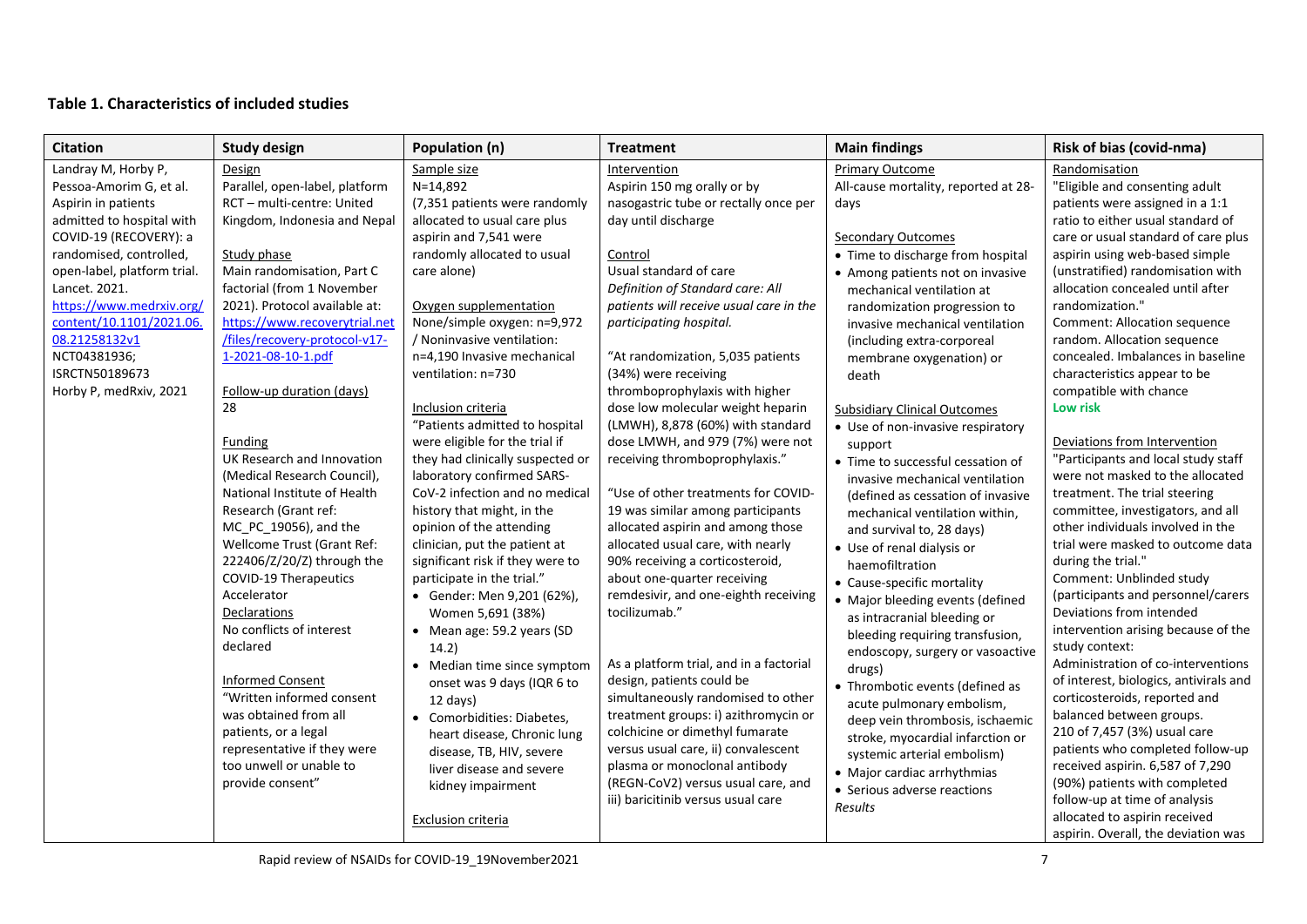**Table 1. Characteristics of included studies**

| Citation | Study design | Population (n) | Treatment | Main findings | Risk of bias (covid-nma) |
|---|---|---|---|---|---|
| Landray M, Horby P, Pessoa-Amorim G, et al. Aspirin in patients admitted to hospital with COVID-19 (RECOVERY): a randomised, controlled, open-label, platform trial. Lancet. 2021. https://www.medrxiv.org/content/10.1101/2021.06.08.21258132v1 NCT04381936; ISRCTN50189673 Horby P, medRxiv, 2021 | Design<br>Parallel, open-label, platform RCT – multi-centre: United Kingdom, Indonesia and Nepal<br><br>Study phase<br>Main randomisation, Part C factorial (from 1 November 2021). Protocol available at: https://www.recoverytrial.net/files/recovery-protocol-v17-1-2021-08-10-1.pdf<br><br>Follow-up duration (days)<br>28<br><br>Funding<br>UK Research and Innovation (Medical Research Council), National Institute of Health Research (Grant ref: MC_PC_19056), and the Wellcome Trust (Grant Ref: 222406/Z/20/Z) through the COVID-19 Therapeutics Accelerator<br>Declarations<br>No conflicts of interest declared<br><br>Informed Consent<br>"Written informed consent was obtained from all patients, or a legal representative if they were too unwell or unable to provide consent" | Sample size<br>N=14,892<br>(7,351 patients were randomly allocated to usual care plus aspirin and 7,541 were randomly allocated to usual care alone)<br><br>Oxygen supplementation<br>None/simple oxygen: n=9,972 / Noninvasive ventilation: n=4,190 Invasive mechanical ventilation: n=730<br><br>Inclusion criteria<br>"Patients admitted to hospital were eligible for the trial if they had clinically suspected or laboratory confirmed SARS-CoV-2 infection and no medical history that might, in the opinion of the attending clinician, put the patient at significant risk if they were to participate in the trial."<br>• Gender: Men 9,201 (62%), Women 5,691 (38%)<br>• Mean age: 59.2 years (SD 14.2)<br>• Median time since symptom onset was 9 days (IQR 6 to 12 days)<br>• Comorbidities: Diabetes, heart disease, Chronic lung disease, TB, HIV, severe liver disease and severe kidney impairment<br><br>Exclusion criteria | Intervention<br>Aspirin 150 mg orally or by nasogastric tube or rectally once per day until discharge<br><br>Control<br>Usual standard of care<br>*Definition of Standard care: All patients will receive usual care in the participating hospital.*<br><br>"At randomization, 5,035 patients (34%) were receiving thromboprophylaxis with higher dose low molecular weight heparin (LMWH), 8,878 (60%) with standard dose LMWH, and 979 (7%) were not receiving thromboprophylaxis."<br><br>"Use of other treatments for COVID-19 was similar among participants allocated aspirin and among those allocated usual care, with nearly 90% receiving a corticosteroid, about one-quarter receiving remdesivir, and one-eighth receiving tocilizumab."<br><br>As a platform trial, and in a factorial design, patients could be simultaneously randomised to other treatment groups: i) azithromycin or colchicine or dimethyl fumarate versus usual care, ii) convalescent plasma or monoclonal antibody (REGN-CoV2) versus usual care, and iii) baricitinib versus usual care | Primary Outcome<br>All-cause mortality, reported at 28-days<br><br>Secondary Outcomes<br>• Time to discharge from hospital<br>• Among patients not on invasive mechanical ventilation at randomization progression to invasive mechanical ventilation (including extra-corporeal membrane oxygenation) or death<br><br>Subsidiary Clinical Outcomes<br>• Use of non-invasive respiratory support<br>• Time to successful cessation of invasive mechanical ventilation (defined as cessation of invasive mechanical ventilation within, and survival to, 28 days)<br>• Use of renal dialysis or haemofiltration<br>• Cause-specific mortality<br>• Major bleeding events (defined as intracranial bleeding or bleeding requiring transfusion, endoscopy, surgery or vasoactive drugs)<br>• Thrombotic events (defined as acute pulmonary embolism, deep vein thrombosis, ischaemic stroke, myocardial infarction or systemic arterial embolism)<br>• Major cardiac arrhythmias<br>• Serious adverse reactions<br>*Results* | Randomisation<br>"Eligible and consenting adult patients were assigned in a 1:1 ratio to either usual standard of care or usual standard of care plus aspirin using web-based simple (unstratified) randomisation with allocation concealed until after randomization."<br>Comment: Allocation sequence random. Allocation sequence concealed. Imbalances in baseline characteristics appear to be compatible with chance<br>**Low risk**<br><br>Deviations from Intervention<br>"Participants and local study staff were not masked to the allocated treatment. The trial steering committee, investigators, and all other individuals involved in the trial were masked to outcome data during the trial."<br>Comment: Unblinded study (participants and personnel/carers Deviations from intended intervention arising because of the study context:<br>Administration of co-interventions of interest, biologics, antivirals and corticosteroids, reported and balanced between groups.<br>210 of 7,457 (3%) usual care patients who completed follow-up received aspirin. 6,587 of 7,290 (90%) patients with completed follow-up at time of analysis allocated to aspirin received aspirin. Overall, the deviation was |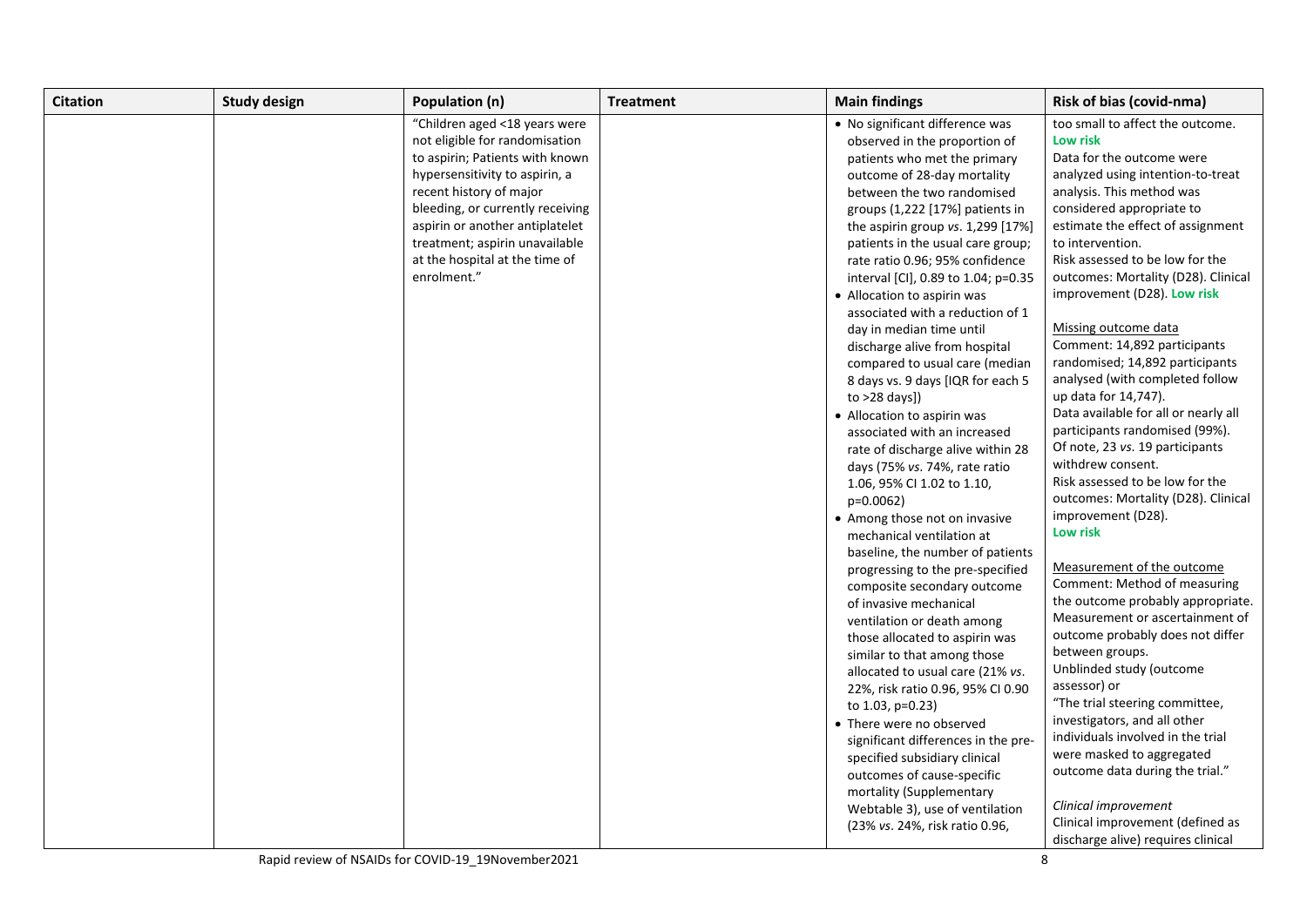| Citation | Study design | Population (n) | Treatment | Main findings | Risk of bias (covid-nma) |
|---|---|---|---|---|---|
| | | "Children aged <18 years were not eligible for randomisation to aspirin; Patients with known hypersensitivity to aspirin, a recent history of major bleeding, or currently receiving aspirin or another antiplatelet treatment; aspirin unavailable at the hospital at the time of enrolment." | | • No significant difference was observed in the proportion of patients who met the primary outcome of 28-day mortality between the two randomised groups (1,222 [17%] patients in the aspirin group *vs*. 1,299 [17%] patients in the usual care group; rate ratio 0.96; 95% confidence interval [CI], 0.89 to 1.04; p=0.35<br>• Allocation to aspirin was associated with a reduction of 1 day in median time until discharge alive from hospital compared to usual care (median 8 days vs. 9 days [IQR for each 5 to >28 days])<br>• Allocation to aspirin was associated with an increased rate of discharge alive within 28 days (75% *vs*. 74%, rate ratio 1.06, 95% CI 1.02 to 1.10, p=0.0062)<br>• Among those not on invasive mechanical ventilation at baseline, the number of patients progressing to the pre-specified composite secondary outcome of invasive mechanical ventilation or death among those allocated to aspirin was similar to that among those allocated to usual care (21% *vs*. 22%, risk ratio 0.96, 95% CI 0.90 to 1.03, p=0.23)<br>• There were no observed significant differences in the pre-specified subsidiary clinical outcomes of cause-specific mortality (Supplementary Webtable 3), use of ventilation (23% *vs*. 24%, risk ratio 0.96, | too small to affect the outcome.<br>**Low risk**<br>Data for the outcome were analyzed using intention-to-treat analysis. This method was considered appropriate to estimate the effect of assignment to intervention.<br>Risk assessed to be low for the outcomes: Mortality (D28). Clinical improvement (D28). **Low risk**<br><br><u>Missing outcome data</u><br>Comment: 14,892 participants randomised; 14,892 participants analysed (with completed follow up data for 14,747).<br>Data available for all or nearly all participants randomised (99%).<br>Of note, 23 *vs*. 19 participants withdrew consent.<br>Risk assessed to be low for the outcomes: Mortality (D28). Clinical improvement (D28).<br>**Low risk**<br><br><u>Measurement of the outcome</u><br>Comment: Method of measuring the outcome probably appropriate.<br>Measurement or ascertainment of outcome probably does not differ between groups.<br>Unblinded study (outcome assessor) or<br>"The trial steering committee, investigators, and all other individuals involved in the trial were masked to aggregated outcome data during the trial."<br><br>*Clinical improvement*<br>Clinical improvement (defined as discharge alive) requires clinical |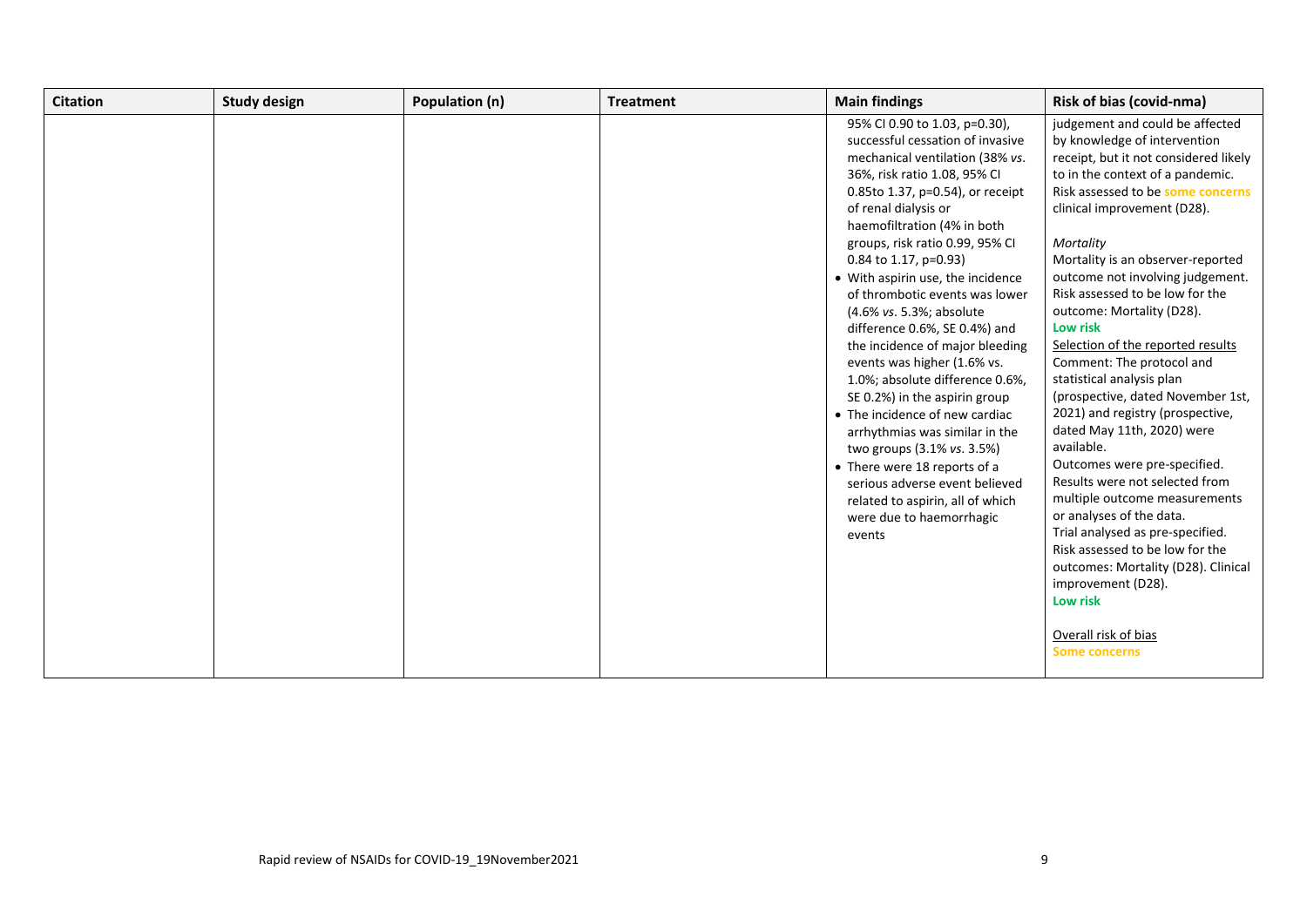| Citation | Study design | Population (n) | Treatment | Main findings | Risk of bias (covid-nma) |
| --- | --- | --- | --- | --- | --- |
| | | | | 95% CI 0.90 to 1.03, p=0.30), successful cessation of invasive mechanical ventilation (38% *vs.* 36%, risk ratio 1.08, 95% CI 0.85to 1.37, p=0.54), or receipt of renal dialysis or haemofiltration (4% in both groups, risk ratio 0.99, 95% CI 0.84 to 1.17, p=0.93)<br>• With aspirin use, the incidence of thrombotic events was lower (4.6% *vs.* 5.3%; absolute difference 0.6%, SE 0.4%) and the incidence of major bleeding events was higher (1.6% vs. 1.0%; absolute difference 0.6%, SE 0.2%) in the aspirin group<br>• The incidence of new cardiac arrhythmias was similar in the two groups (3.1% *vs.* 3.5%)<br>• There were 18 reports of a serious adverse event believed related to aspirin, all of which were due to haemorrhagic events | judgement and could be affected by knowledge of intervention receipt, but it not considered likely to in the context of a pandemic. Risk assessed to be **some concerns** clinical improvement (D28).<br><br>*Mortality*<br>Mortality is an observer-reported outcome not involving judgement. Risk assessed to be low for the outcome: Mortality (D28).<br>**Low risk**<br>Selection of the reported results<br>Comment: The protocol and statistical analysis plan (prospective, dated November 1st, 2021) and registry (prospective, dated May 11th, 2020) were available.<br>Outcomes were pre-specified. Results were not selected from multiple outcome measurements or analyses of the data.<br>Trial analysed as pre-specified. Risk assessed to be low for the outcomes: Mortality (D28). Clinical improvement (D28).<br>**Low risk**<br><br>Overall risk of bias<br>**Some concerns** |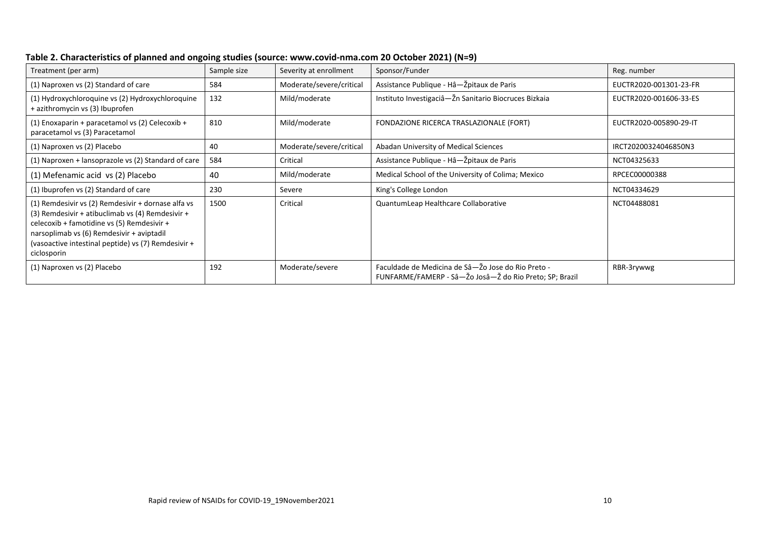**Table 2. Characteristics of planned and ongoing studies (source: www.covid-nma.com 20 October 2021) (N=9)**

| Treatment (per arm) | Sample size | Severity at enrollment | Sponsor/Funder | Reg. number |
|---|---|---|---|---|
| (1) Naproxen vs (2) Standard of care | 584 | Moderate/severe/critical | Assistance Publique - Hâ—Žpitaux de Paris | EUCTR2020-001301-23-FR |
| (1) Hydroxychloroquine vs (2) Hydroxychloroquine + azithromycin vs (3) Ibuprofen | 132 | Mild/moderate | Instituto Investigaciâ—Žn Sanitario Biocruces Bizkaia | EUCTR2020-001606-33-ES |
| (1) Enoxaparin + paracetamol vs (2) Celecoxib + paracetamol vs (3) Paracetamol | 810 | Mild/moderate | FONDAZIONE RICERCA TRASLAZIONALE (FORT) | EUCTR2020-005890-29-IT |
| (1) Naproxen vs (2) Placebo | 40 | Moderate/severe/critical | Abadan University of Medical Sciences | IRCT20200324046850N3 |
| (1) Naproxen + lansoprazole vs (2) Standard of care | 584 | Critical | Assistance Publique - Hâ—Žpitaux de Paris | NCT04325633 |
| (1) Mefenamic acid vs (2) Placebo | 40 | Mild/moderate | Medical School of the University of Colima; Mexico | RPCEC00000388 |
| (1) Ibuprofen vs (2) Standard of care | 230 | Severe | King's College London | NCT04334629 |
| (1) Remdesivir vs (2) Remdesivir + dornase alfa vs (3) Remdesivir + atibuclimab vs (4) Remdesivir + celecoxib + famotidine vs (5) Remdesivir + narsoplimab vs (6) Remdesivir + aviptadil (vasoactive intestinal peptide) vs (7) Remdesivir + ciclosporin | 1500 | Critical | QuantumLeap Healthcare Collaborative | NCT04488081 |
| (1) Naproxen vs (2) Placebo | 192 | Moderate/severe | Faculdade de Medicina de Sâ—Žo Jose do Rio Preto - FUNFARME/FAMERP - Sâ—Žo Josâ—Ž do Rio Preto; SP; Brazil | RBR-3rywwg |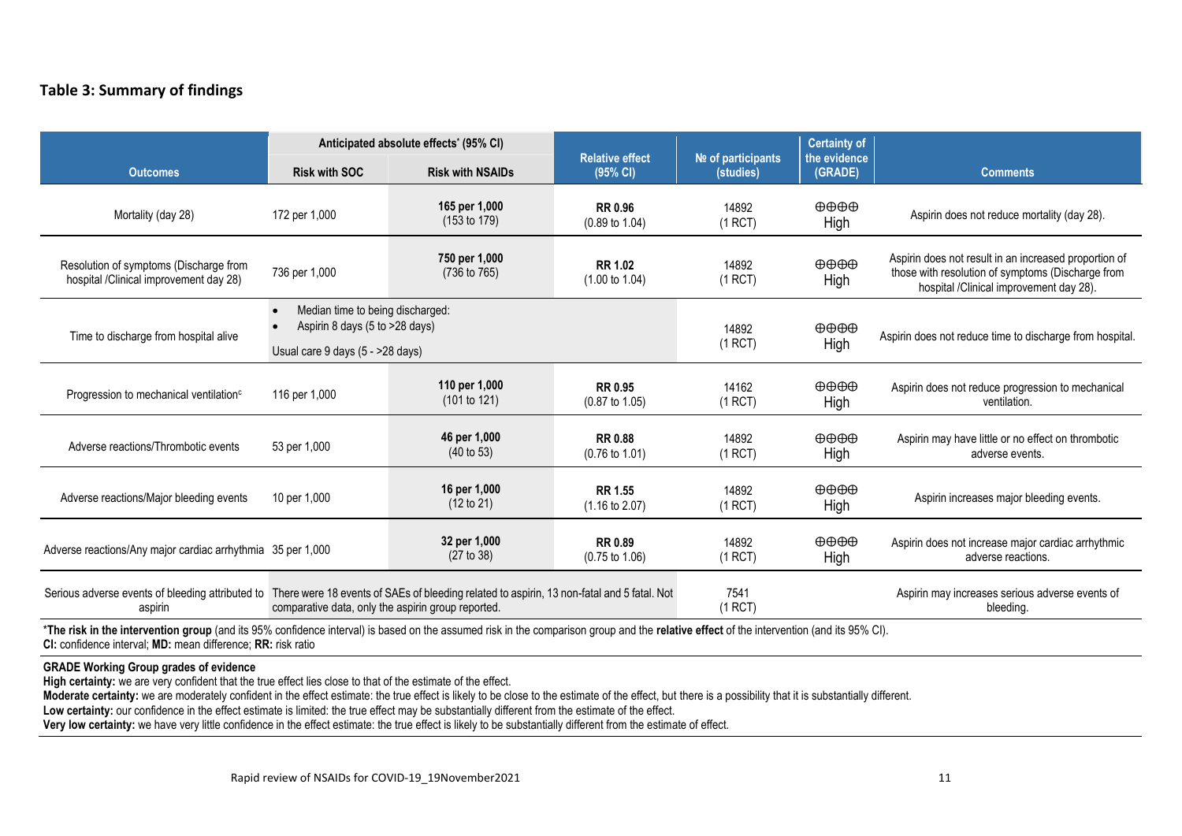### Table 3: Summary of findings

| Outcomes | Anticipated absolute effects* (95% CI) | | Relative effect (95% CI) | № of participants (studies) | Certainty of the evidence (GRADE) | Comments |
|---|---|---|---|---|---|---|
| | Risk with SOC | Risk with NSAIDs | | | | |
| Mortality (day 28) | 172 per 1,000 | **165 per 1,000** (153 to 179) | **RR 0.96** (0.89 to 1.04) | 14892 (1 RCT) | ⊕⊕⊕⊕ High | Aspirin does not reduce mortality (day 28). |
| Resolution of symptoms (Discharge from hospital /Clinical improvement day 28) | 736 per 1,000 | **750 per 1,000** (736 to 765) | **RR 1.02** (1.00 to 1.04) | 14892 (1 RCT) | ⊕⊕⊕⊕ High | Aspirin does not result in an increased proportion of those with resolution of symptoms (Discharge from hospital /Clinical improvement day 28). |
| Time to discharge from hospital alive | • Median time to being discharged: • Aspirin 8 days (5 to >28 days) Usual care 9 days (5 - >28 days) | | | 14892 (1 RCT) | ⊕⊕⊕⊕ High | Aspirin does not reduce time to discharge from hospital. |
| Progression to mechanical ventilation[c] | 116 per 1,000 | **110 per 1,000** (101 to 121) | **RR 0.95** (0.87 to 1.05) | 14162 (1 RCT) | ⊕⊕⊕⊕ High | Aspirin does not reduce progression to mechanical ventilation. |
| Adverse reactions/Thrombotic events | 53 per 1,000 | **46 per 1,000** (40 to 53) | **RR 0.88** (0.76 to 1.01) | 14892 (1 RCT) | ⊕⊕⊕⊕ High | Aspirin may have little or no effect on thrombotic adverse events. |
| Adverse reactions/Major bleeding events | 10 per 1,000 | **16 per 1,000** (12 to 21) | **RR 1.55** (1.16 to 2.07) | 14892 (1 RCT) | ⊕⊕⊕⊕ High | Aspirin increases major bleeding events. |
| Adverse reactions/Any major cardiac arrhythmia | 35 per 1,000 | **32 per 1,000** (27 to 38) | **RR 0.89** (0.75 to 1.06) | 14892 (1 RCT) | ⊕⊕⊕⊕ High | Aspirin does not increase major cardiac arrhythmic adverse reactions. |
| Serious adverse events of bleeding attributed to aspirin | There were 18 events of SAEs of bleeding related to aspirin, 13 non-fatal and 5 fatal. Not comparative data, only the aspirin group reported. | | | 7541 (1 RCT) | | Aspirin may increases serious adverse events of bleeding. |

***The risk in the intervention group** (and its 95% confidence interval) is based on the assumed risk in the comparison group and the **relative effect** of the intervention (and its 95% CI).
**CI:** confidence interval; **MD:** mean difference; **RR:** risk ratio

**GRADE Working Group grades of evidence**
**High certainty:** we are very confident that the true effect lies close to that of the estimate of the effect.
**Moderate certainty:** we are moderately confident in the effect estimate: the true effect is likely to be close to the estimate of the effect, but there is a possibility that it is substantially different.
**Low certainty:** our confidence in the effect estimate is limited: the true effect may be substantially different from the estimate of the effect.
**Very low certainty:** we have very little confidence in the effect estimate: the true effect is likely to be substantially different from the estimate of effect.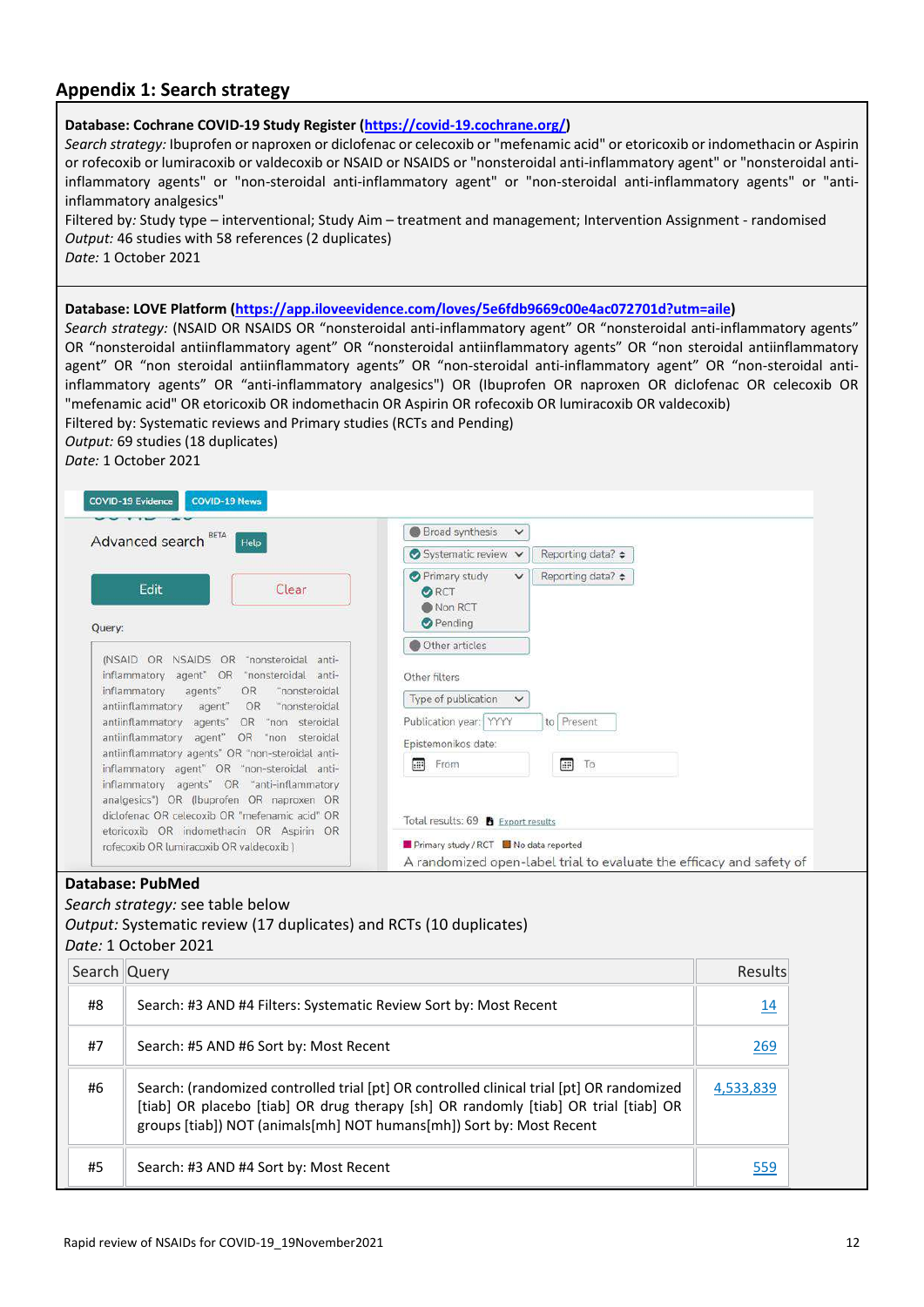## Appendix 1: Search strategy

**Database: Cochrane COVID-19 Study Register (https://covid-19.cochrane.org/)**

*Search strategy:* Ibuprofen or naproxen or diclofenac or celecoxib or "mefenamic acid" or etoricoxib or indomethacin or Aspirin or rofecoxib or lumiracoxib or valdecoxib or NSAID or NSAIDS or "nonsteroidal anti-inflammatory agent" or "nonsteroidal anti-inflammatory agents" or "non-steroidal anti-inflammatory agent" or "non-steroidal anti-inflammatory agents" or "anti-inflammatory analgesics"

Filtered by: Study type – interventional; Study Aim – treatment and management; Intervention Assignment - randomised

*Output:* 46 studies with 58 references (2 duplicates)

*Date:* 1 October 2021

**Database: LOVE Platform (https://app.iloveevidence.com/loves/5e6fdb9669c00e4ac072701d?utm=aile)**

*Search strategy:* (NSAID OR NSAIDS OR "nonsteroidal anti-inflammatory agent" OR "nonsteroidal anti-inflammatory agents" OR "nonsteroidal antiinflammatory agent" OR "nonsteroidal antiinflammatory agents" OR "non steroidal antiinflammatory agent" OR "non steroidal antiinflammatory agents" OR "non-steroidal anti-inflammatory agent" OR "non-steroidal anti-inflammatory agents" OR "anti-inflammatory analgesics") OR (Ibuprofen OR naproxen OR diclofenac OR celecoxib OR "mefenamic acid" OR etoricoxib OR indomethacin OR Aspirin OR rofecoxib OR lumiracoxib OR valdecoxib)

Filtered by: Systematic reviews and Primary studies (RCTs and Pending)

*Output:* 69 studies (18 duplicates)

*Date:* 1 October 2021

**Database: PubMed**

*Search strategy:* see table below

*Output:* Systematic review (17 duplicates) and RCTs (10 duplicates)

*Date:* 1 October 2021

| Search | Query | Results |
|---|---|---|
| #8 | Search: #3 AND #4 Filters: Systematic Review Sort by: Most Recent | 14 |
| #7 | Search: #5 AND #6 Sort by: Most Recent | 269 |
| #6 | Search: (randomized controlled trial [pt] OR controlled clinical trial [pt] OR randomized [tiab] OR placebo [tiab] OR drug therapy [sh] OR randomly [tiab] OR trial [tiab] OR groups [tiab]) NOT (animals[mh] NOT humans[mh]) Sort by: Most Recent | 4,533,839 |
| #5 | Search: #3 AND #4 Sort by: Most Recent | 559 |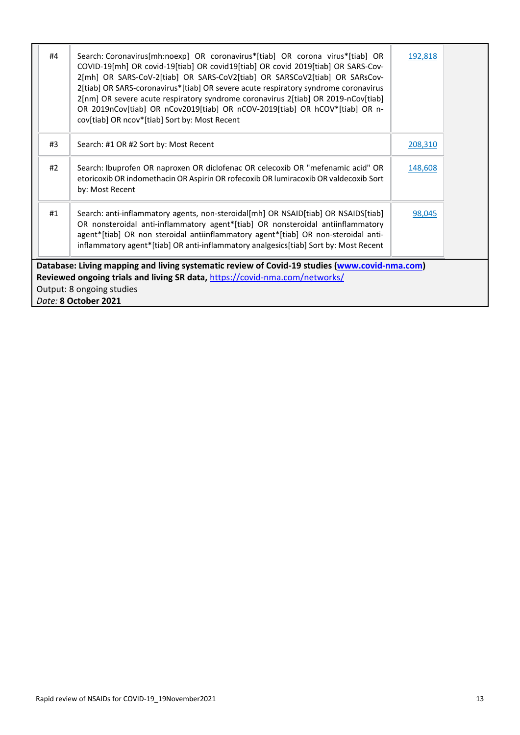| | | | |
|---|---|---|---|
| #4 | Search: Coronavirus[mh:noexp] OR coronavirus*[tiab] OR corona virus*[tiab] OR COVID-19[mh] OR covid-19[tiab] OR covid19[tiab] OR covid 2019[tiab] OR SARS-Cov-2[mh] OR SARS-CoV-2[tiab] OR SARS-CoV2[tiab] OR SARSCoV2[tiab] OR SARsCov-2[tiab] OR SARS-coronavirus*[tiab] OR severe acute respiratory syndrome coronavirus 2[nm] OR severe acute respiratory syndrome coronavirus 2[tiab] OR 2019-nCov[tiab] OR 2019nCov[tiab] OR nCov2019[tiab] OR nCOV-2019[tiab] OR hCOV*[tiab] OR n-cov[tiab] OR ncov*[tiab] Sort by: Most Recent | 192,818 | |
| #3 | Search: #1 OR #2 Sort by: Most Recent | 208,310 | |
| #2 | Search: Ibuprofen OR naproxen OR diclofenac OR celecoxib OR "mefenamic acid" OR etoricoxib OR indomethacin OR Aspirin OR rofecoxib OR lumiracoxib OR valdecoxib Sort by: Most Recent | 148,608 | |
| #1 | Search: anti-inflammatory agents, non-steroidal[mh] OR NSAID[tiab] OR NSAIDS[tiab] OR nonsteroidal anti-inflammatory agent*[tiab] OR nonsteroidal antiinflammatory agent*[tiab] OR non steroidal antiinflammatory agent*[tiab] OR non-steroidal anti-inflammatory agent*[tiab] OR anti-inflammatory analgesics[tiab] Sort by: Most Recent | 98,045 | |

**Database: Living mapping and living systematic review of Covid-19 studies ([www.covid-nma.com](www.covid-nma.com))**
**Reviewed ongoing trials and living SR data,** [https://covid-nma.com/networks/](https://covid-nma.com/networks/)
Output: 8 ongoing studies
*Date:* **8 October 2021**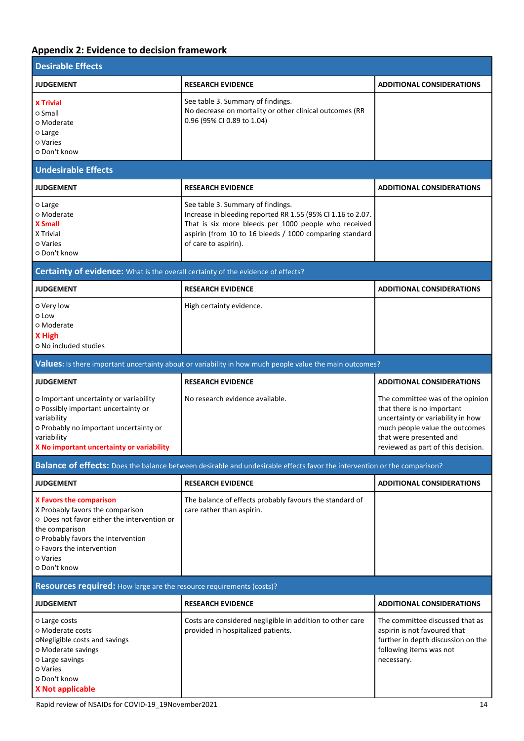## Appendix 2: Evidence to decision framework

| Desirable Effects | | |
|---|---|---|
| **JUDGEMENT** | **RESEARCH EVIDENCE** | **ADDITIONAL CONSIDERATIONS** |
| **X Trivial**<br>o Small<br>o Moderate<br>o Large<br>o Varies<br>o Don't know | See table 3. Summary of findings.<br>No decrease on mortality or other clinical outcomes (RR 0.96 (95% CI 0.89 to 1.04) | |
| **Undesirable Effects** | | |
| **JUDGEMENT** | **RESEARCH EVIDENCE** | **ADDITIONAL CONSIDERATIONS** |
| o Large<br>o Moderate<br>**X Small**<br>X Trivial<br>o Varies<br>o Don't know | See table 3. Summary of findings.<br>Increase in bleeding reported RR 1.55 (95% CI 1.16 to 2.07. That is six more bleeds per 1000 people who received aspirin (from 10 to 16 bleeds / 1000 comparing standard of care to aspirin). | |
| **Certainty of evidence:** What is the overall certainty of the evidence of effects? | | |
| **JUDGEMENT** | **RESEARCH EVIDENCE** | **ADDITIONAL CONSIDERATIONS** |
| o Very low<br>o Low<br>o Moderate<br>**X High**<br>o No included studies | High certainty evidence. | |
| **Values:** Is there important uncertainty about or variability in how much people value the main outcomes? | | |
| **JUDGEMENT** | **RESEARCH EVIDENCE** | **ADDITIONAL CONSIDERATIONS** |
| o Important uncertainty or variability<br>o Possibly important uncertainty or variability<br>o Probably no important uncertainty or variability<br>**X No important uncertainty or variability** | No research evidence available. | The committee was of the opinion that there is no important uncertainty or variability in how much people value the outcomes that were presented and reviewed as part of this decision. |
| **Balance of effects:** Does the balance between desirable and undesirable effects favor the intervention or the comparison? | | |
| **JUDGEMENT** | **RESEARCH EVIDENCE** | **ADDITIONAL CONSIDERATIONS** |
| **X Favors the comparison**<br>X Probably favors the comparison<br>o Does not favor either the intervention or the comparison<br>o Probably favors the intervention<br>o Favors the intervention<br>o Varies<br>o Don't know | The balance of effects probably favours the standard of care rather than aspirin. | |
| **Resources required:** How large are the resource requirements (costs)? | | |
| **JUDGEMENT** | **RESEARCH EVIDENCE** | **ADDITIONAL CONSIDERATIONS** |
| o Large costs<br>o Moderate costs<br>oNegligible costs and savings<br>o Moderate savings<br>o Large savings<br>o Varies<br>o Don't know<br>**X Not applicable** | Costs are considered negligible in addition to other care provided in hospitalized patients. | The committee discussed that as aspirin is not favoured that further in depth discussion on the following items was not necessary. |

Rapid review of NSAIDs for COVID-19_19November2021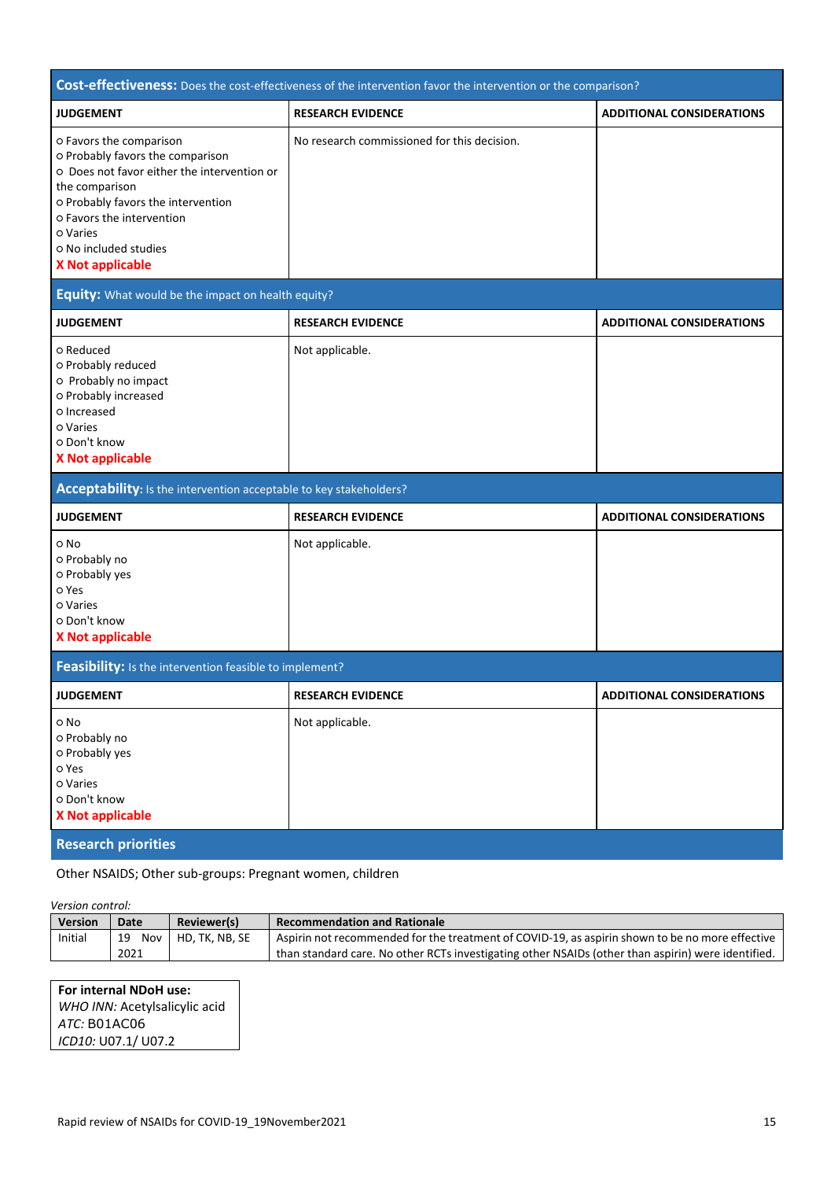## Cost-effectiveness: Does the cost-effectiveness of the intervention favor the intervention or the comparison?

| JUDGEMENT | RESEARCH EVIDENCE | ADDITIONAL CONSIDERATIONS |
|---|---|---|
| o Favors the comparison<br>o Probably favors the comparison<br>o Does not favor either the intervention or the comparison<br>o Probably favors the intervention<br>o Favors the intervention<br>o Varies<br>o No included studies<br>**X Not applicable** | No research commissioned for this decision. | |

## Equity: What would be the impact on health equity?

| JUDGEMENT | RESEARCH EVIDENCE | ADDITIONAL CONSIDERATIONS |
|---|---|---|
| o Reduced<br>o Probably reduced<br>o Probably no impact<br>o Probably increased<br>o Increased<br>o Varies<br>o Don't know<br>**X Not applicable** | Not applicable. | |

## Acceptability: Is the intervention acceptable to key stakeholders?

| JUDGEMENT | RESEARCH EVIDENCE | ADDITIONAL CONSIDERATIONS |
|---|---|---|
| o No<br>o Probably no<br>o Probably yes<br>o Yes<br>o Varies<br>o Don't know<br>**X Not applicable** | Not applicable. | |

## Feasibility: Is the intervention feasible to implement?

| JUDGEMENT | RESEARCH EVIDENCE | ADDITIONAL CONSIDERATIONS |
|---|---|---|
| o No<br>o Probably no<br>o Probably yes<br>o Yes<br>o Varies<br>o Don't know<br>**X Not applicable** | Not applicable. | |

## Research priorities

Other NSAIDS; Other sub-groups: Pregnant women, children

*Version control:*

| Version | Date | Reviewer(s) | Recommendation and Rationale |
|---|---|---|---|
| Initial | 19 Nov 2021 | HD, TK, NB, SE | Aspirin not recommended for the treatment of COVID-19, as aspirin shown to be no more effective than standard care. No other RCTs investigating other NSAIDs (other than aspirin) were identified. |

**For internal NDoH use:**
*WHO INN:* Acetylsalicylic acid
*ATC:* B01AC06
*ICD10:* U07.1/ U07.2